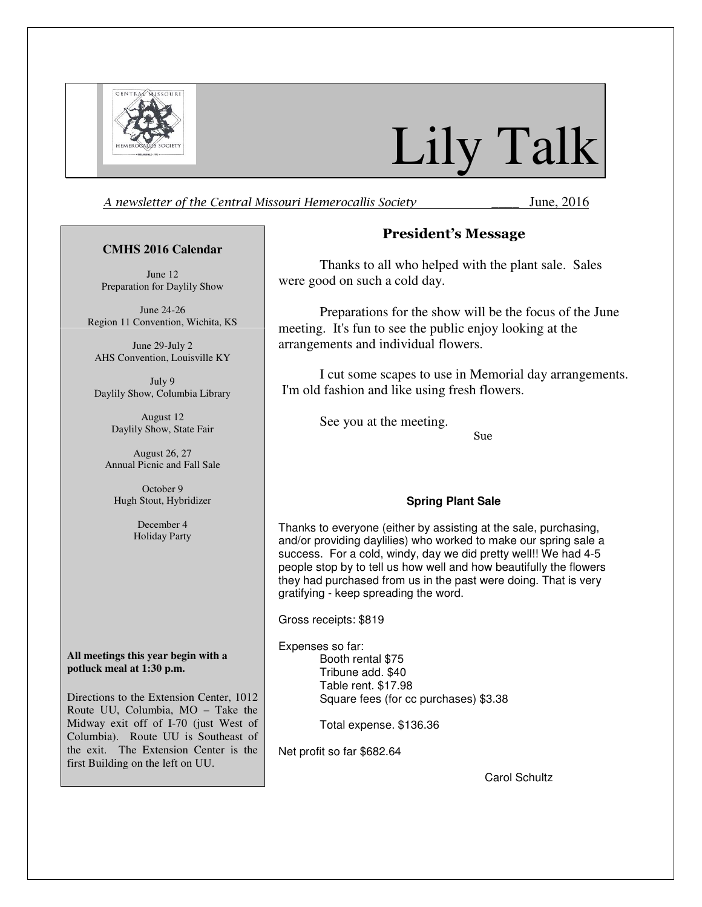# Lily Talk

*A newsletter of the Central Missouri Hemerocallis Society* \_\_\_\_ June, 2016

## President's Message

Thanks to all who helped with the plant sale. Sales were good on such a cold day.

Preparations for the show will be the focus of the June meeting. It's fun to see the public enjoy looking at the arrangements and individual flowers.

I cut some scapes to use in Memorial day arrangements. I'm old fashion and like using fresh flowers.

See you at the meeting.

Sue

### Spring Plant Sale

Thanks to everyone (either by assisting at the sale, purchasing, and/or providing daylilies) who worked to make our spring sale a success. For a cold, windy, day we did pretty well!! We had 4-5 people stop by to tell us how well and how beautifully the flowers they had purchased from us in the past were doing. That is very gratifying - keep spreading the word.

Gross receipts: $819

Expenses so far:

- Booth rental $75
- Tribune add. $40
- Table rent. $17.98
- Square fees (for cc purchases) $3.38

Total expense. $136.36

Net profit so far $682.64

Carol Schultz

### CMHS 2016 Calendar

June 12
Preparation for Daylily Show

June 24-26
Region 11 Convention, Wichita, KS

June 29-July 2
AHS Convention, Louisville KY

July 9
Daylily Show, Columbia Library

August 12
Daylily Show, State Fair

August 26, 27
Annual Picnic and Fall Sale

October 9
Hugh Stout, Hybridizer

December 4
Holiday Party

**All meetings this year begin with a potluck meal at 1:30 p.m.**

Directions to the Extension Center, 1012 Route UU, Columbia, MO – Take the Midway exit off of I-70 (just West of Columbia). Route UU is Southeast of the exit. The Extension Center is the first Building on the left on UU.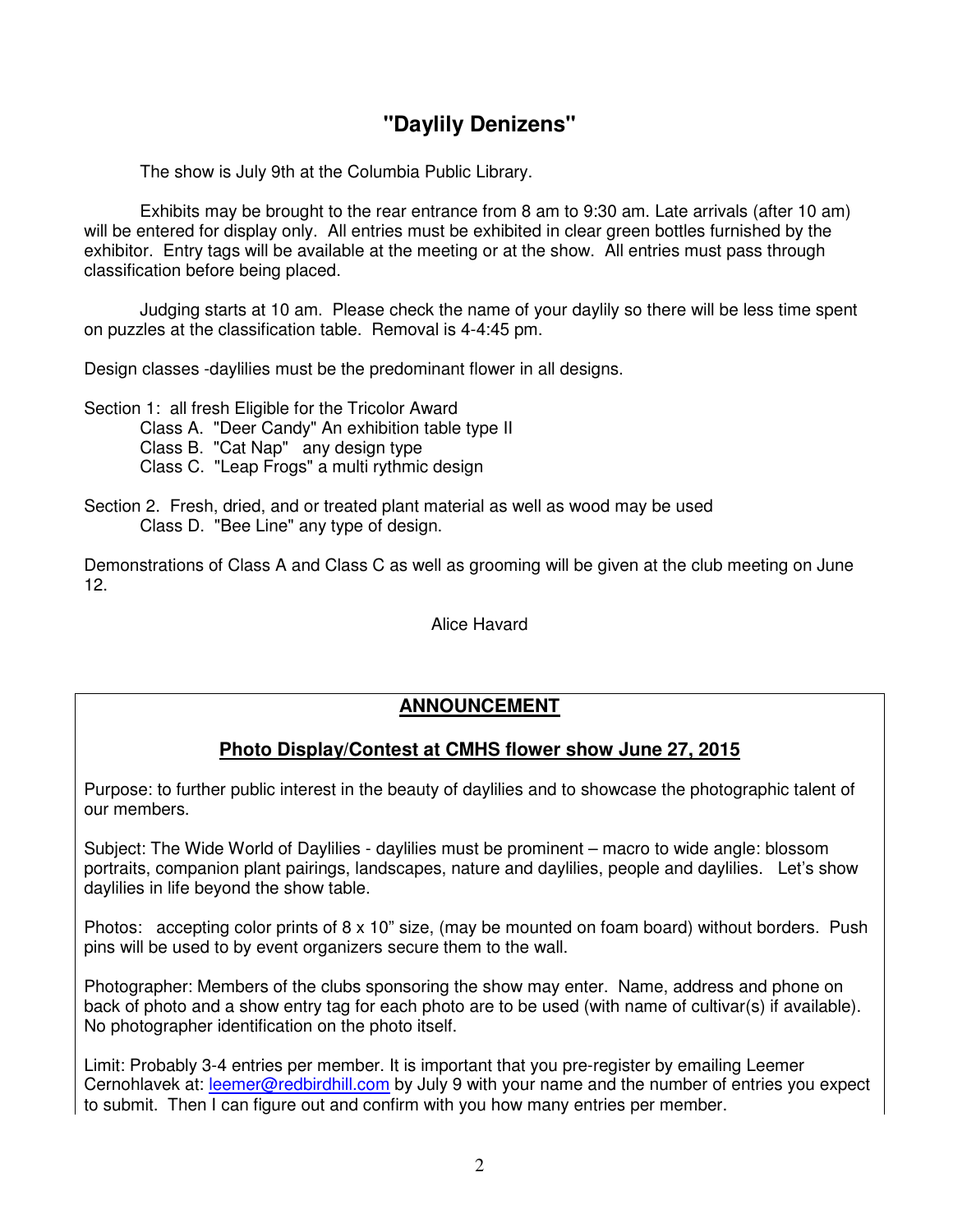## "Daylily Denizens"

The show is July 9th at the Columbia Public Library.

Exhibits may be brought to the rear entrance from 8 am to 9:30 am. Late arrivals (after 10 am) will be entered for display only. All entries must be exhibited in clear green bottles furnished by the exhibitor. Entry tags will be available at the meeting or at the show. All entries must pass through classification before being placed.

Judging starts at 10 am. Please check the name of your daylily so there will be less time spent on puzzles at the classification table. Removal is 4-4:45 pm.

Design classes -daylilies must be the predominant flower in all designs.

Section 1: all fresh Eligible for the Tricolor Award
- Class A. "Deer Candy" An exhibition table type II
- Class B. "Cat Nap" any design type
- Class C. "Leap Frogs" a multi rythmic design

Section 2. Fresh, dried, and or treated plant material as well as wood may be used
- Class D. "Bee Line" any type of design.

Demonstrations of Class A and Class C as well as grooming will be given at the club meeting on June 12.

Alice Havard

## ANNOUNCEMENT

### Photo Display/Contest at CMHS flower show June 27, 2015

Purpose: to further public interest in the beauty of daylilies and to showcase the photographic talent of our members.

Subject: The Wide World of Daylilies - daylilies must be prominent – macro to wide angle: blossom portraits, companion plant pairings, landscapes, nature and daylilies, people and daylilies. Let's show daylilies in life beyond the show table.

Photos: accepting color prints of 8 x 10" size, (may be mounted on foam board) without borders. Push pins will be used to by event organizers secure them to the wall.

Photographer: Members of the clubs sponsoring the show may enter. Name, address and phone on back of photo and a show entry tag for each photo are to be used (with name of cultivar(s) if available). No photographer identification on the photo itself.

Limit: Probably 3-4 entries per member. It is important that you pre-register by emailing Leemer Cernohlavek at: leemer@redbirdhill.com by July 9 with your name and the number of entries you expect to submit. Then I can figure out and confirm with you how many entries per member.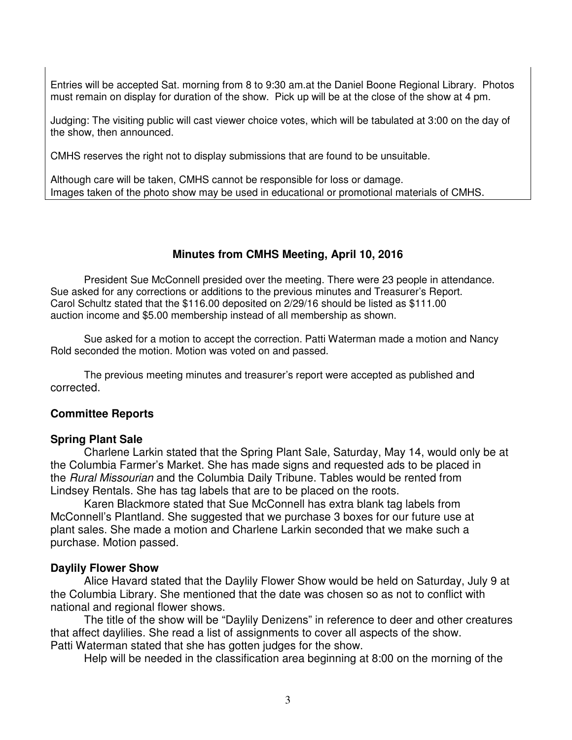Entries will be accepted Sat. morning from 8 to 9:30 am.at the Daniel Boone Regional Library. Photos must remain on display for duration of the show. Pick up will be at the close of the show at 4 pm.

Judging: The visiting public will cast viewer choice votes, which will be tabulated at 3:00 on the day of the show, then announced.

CMHS reserves the right not to display submissions that are found to be unsuitable.

Although care will be taken, CMHS cannot be responsible for loss or damage.
Images taken of the photo show may be used in educational or promotional materials of CMHS.

## Minutes from CMHS Meeting, April 10, 2016

President Sue McConnell presided over the meeting. There were 23 people in attendance. Sue asked for any corrections or additions to the previous minutes and Treasurer's Report. Carol Schultz stated that the $116.00 deposited on 2/29/16 should be listed as $111.00 auction income and $5.00 membership instead of all membership as shown.

Sue asked for a motion to accept the correction. Patti Waterman made a motion and Nancy Rold seconded the motion. Motion was voted on and passed.

The previous meeting minutes and treasurer's report were accepted as published and corrected.

### Committee Reports

### Spring Plant Sale

Charlene Larkin stated that the Spring Plant Sale, Saturday, May 14, would only be at the Columbia Farmer's Market. She has made signs and requested ads to be placed in the *Rural Missourian* and the Columbia Daily Tribune. Tables would be rented from Lindsey Rentals. She has tag labels that are to be placed on the roots.

Karen Blackmore stated that Sue McConnell has extra blank tag labels from McConnell's Plantland. She suggested that we purchase 3 boxes for our future use at plant sales. She made a motion and Charlene Larkin seconded that we make such a purchase. Motion passed.

### Daylily Flower Show

Alice Havard stated that the Daylily Flower Show would be held on Saturday, July 9 at the Columbia Library. She mentioned that the date was chosen so as not to conflict with national and regional flower shows.

The title of the show will be "Daylily Denizens" in reference to deer and other creatures that affect daylilies. She read a list of assignments to cover all aspects of the show. Patti Waterman stated that she has gotten judges for the show.

Help will be needed in the classification area beginning at 8:00 on the morning of the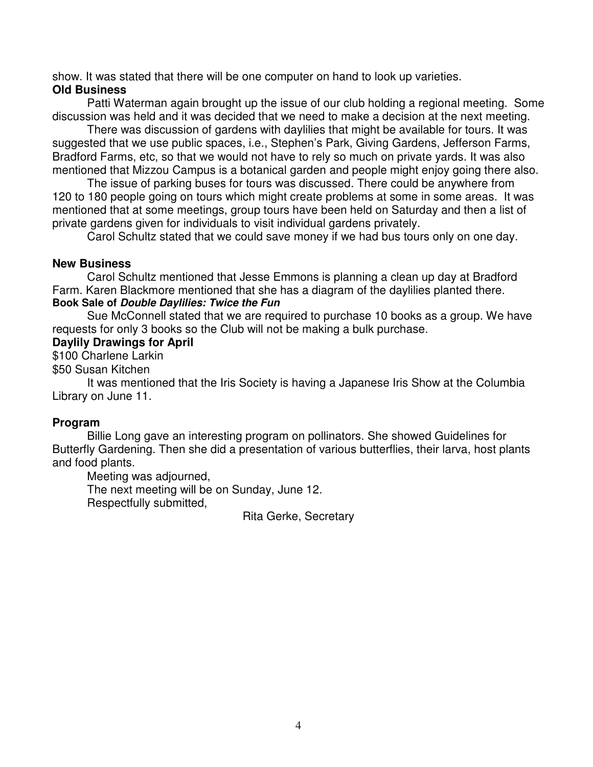show. It was stated that there will be one computer on hand to look up varieties.

**Old Business**

Patti Waterman again brought up the issue of our club holding a regional meeting. Some discussion was held and it was decided that we need to make a decision at the next meeting.

There was discussion of gardens with daylilies that might be available for tours. It was suggested that we use public spaces, i.e., Stephen's Park, Giving Gardens, Jefferson Farms, Bradford Farms, etc, so that we would not have to rely so much on private yards. It was also mentioned that Mizzou Campus is a botanical garden and people might enjoy going there also.

The issue of parking buses for tours was discussed. There could be anywhere from 120 to 180 people going on tours which might create problems at some in some areas. It was mentioned that at some meetings, group tours have been held on Saturday and then a list of private gardens given for individuals to visit individual gardens privately.

Carol Schultz stated that we could save money if we had bus tours only on one day.

**New Business**

Carol Schultz mentioned that Jesse Emmons is planning a clean up day at Bradford Farm. Karen Blackmore mentioned that she has a diagram of the daylilies planted there.

**Book Sale of *Double Daylilies: Twice the Fun***

Sue McConnell stated that we are required to purchase 10 books as a group. We have requests for only 3 books so the Club will not be making a bulk purchase.

**Daylily Drawings for April**

$100 Charlene Larkin

$50 Susan Kitchen

It was mentioned that the Iris Society is having a Japanese Iris Show at the Columbia Library on June 11.

**Program**

Billie Long gave an interesting program on pollinators. She showed Guidelines for Butterfly Gardening. Then she did a presentation of various butterflies, their larva, host plants and food plants.

Meeting was adjourned,

The next meeting will be on Sunday, June 12.

Respectfully submitted,

Rita Gerke, Secretary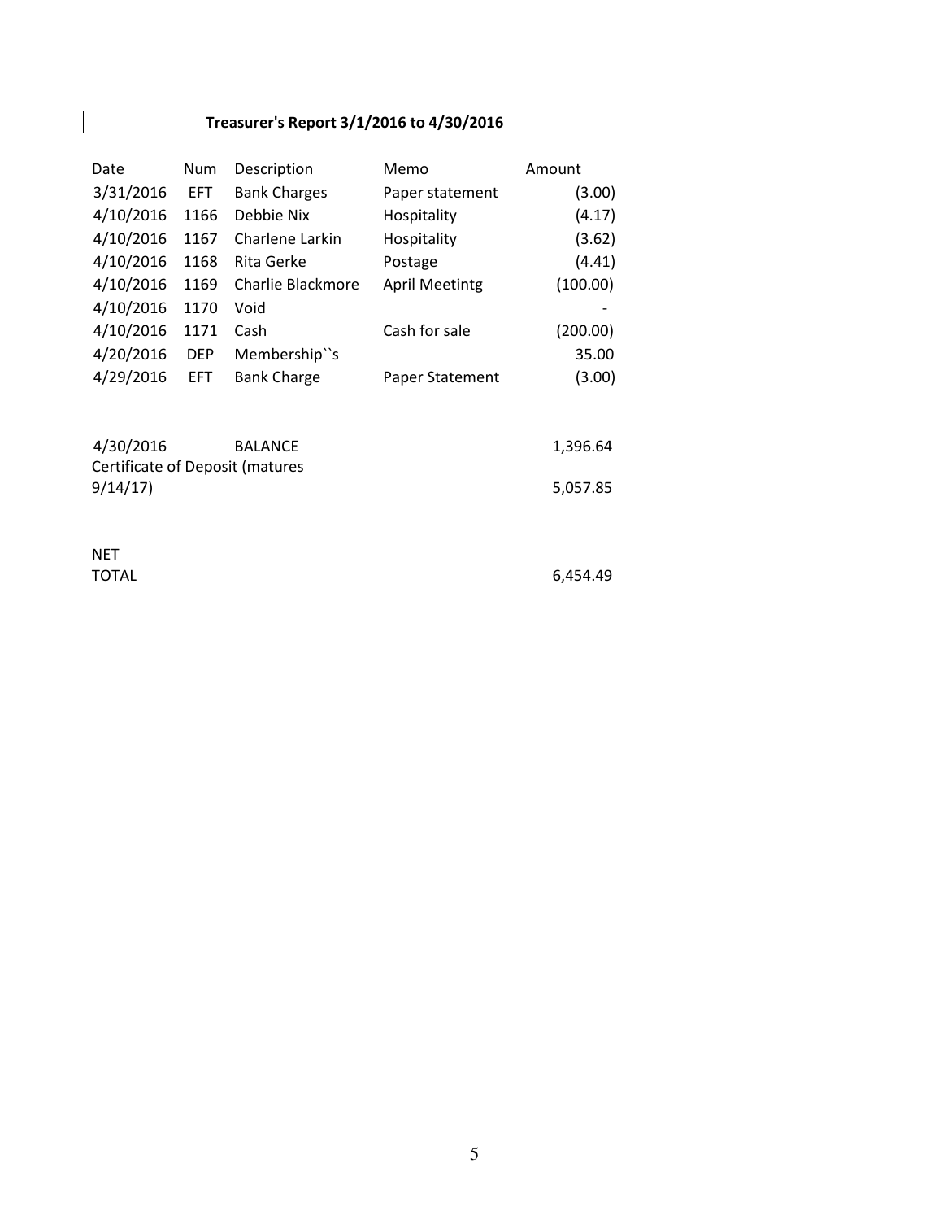**Treasurer's Report 3/1/2016 to 4/30/2016**

| Date | Num | Description | Memo | Amount |
|---|---|---|---|---|
| 3/31/2016 | EFT | Bank Charges | Paper statement | (3.00) |
| 4/10/2016 | 1166 | Debbie Nix | Hospitality | (4.17) |
| 4/10/2016 | 1167 | Charlene Larkin | Hospitality | (3.62) |
| 4/10/2016 | 1168 | Rita Gerke | Postage | (4.41) |
| 4/10/2016 | 1169 | Charlie Blackmore | April Meetintg | (100.00) |
| 4/10/2016 | 1170 | Void | | - |
| 4/10/2016 | 1171 | Cash | Cash for sale | (200.00) |
| 4/20/2016 | DEP | Membership``s | | 35.00 |
| 4/29/2016 | EFT | Bank Charge | Paper Statement | (3.00) |

| | | | | |
|---|---|---|---|---|
| 4/30/2016 | | BALANCE | | 1,396.64 |
| Certificate of Deposit (matures 9/14/17) | | | | 5,057.85 |
| NET TOTAL | | | | 6,454.49 |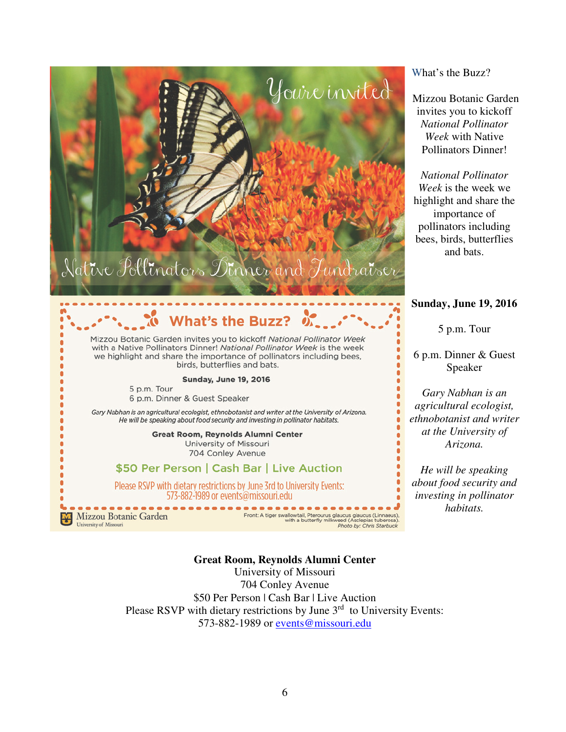What's the Buzz?

Mizzou Botanic Garden invites you to kickoff *National Pollinator Week* with Native Pollinators Dinner!

*National Pollinator Week* is the week we highlight and share the importance of pollinators including bees, birds, butterflies and bats.

**Sunday, June 19, 2016**

5 p.m. Tour

6 p.m. Dinner & Guest Speaker

*Gary Nabhan is an agricultural ecologist, ethnobotanist and writer at the University of Arizona.*

*He will be speaking about food security and investing in pollinator habitats.*

**Great Room, Reynolds Alumni Center**
University of Missouri
704 Conley Avenue
$50 Per Person | Cash Bar | Live Auction
Please RSVP with dietary restrictions by June 3rd to University Events:
573-882-1989 or events@missouri.edu